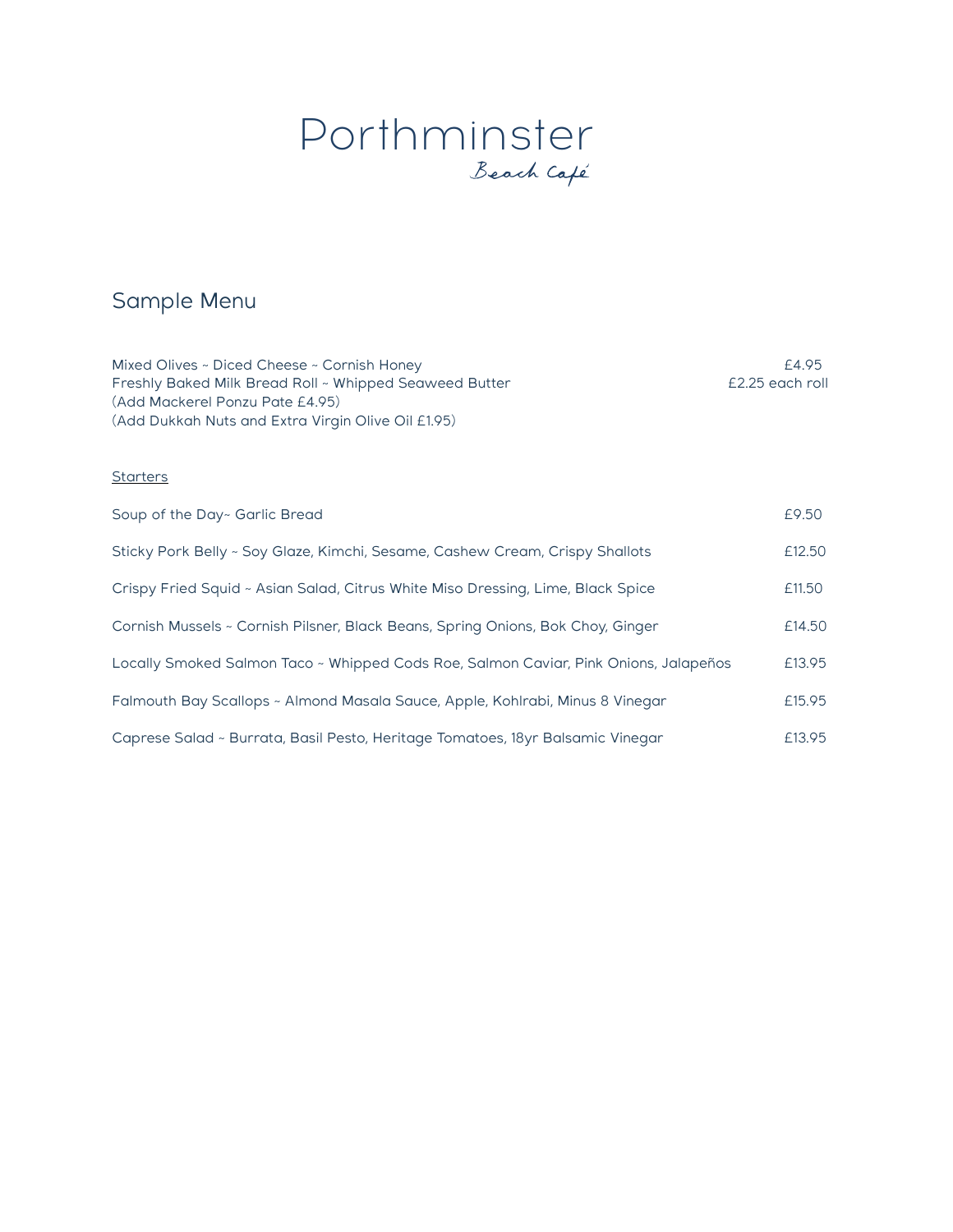# Porthminster

*Beach Café*

## Sample Menu

| | |
|---|---|
| Mixed Olives ~ Diced Cheese ~ Cornish Honey | £4.95 |
| Freshly Baked Milk Bread Roll ~ Whipped Seaweed Butter | £2.25 each roll |
| (Add Mackerel Ponzu Pate £4.95) | |
| (Add Dukkah Nuts and Extra Virgin Olive Oil £1.95) | |

### Starters

| | |
|---|---|
| Soup of the Day~ Garlic Bread | £9.50 |
| Sticky Pork Belly ~ Soy Glaze, Kimchi, Sesame, Cashew Cream, Crispy Shallots | £12.50 |
| Crispy Fried Squid ~ Asian Salad, Citrus White Miso Dressing, Lime, Black Spice | £11.50 |
| Cornish Mussels ~ Cornish Pilsner, Black Beans, Spring Onions, Bok Choy, Ginger | £14.50 |
| Locally Smoked Salmon Taco ~ Whipped Cods Roe, Salmon Caviar, Pink Onions, Jalapeños | £13.95 |
| Falmouth Bay Scallops ~ Almond Masala Sauce, Apple, Kohlrabi, Minus 8 Vinegar | £15.95 |
| Caprese Salad ~ Burrata, Basil Pesto, Heritage Tomatoes, 18yr Balsamic Vinegar | £13.95 |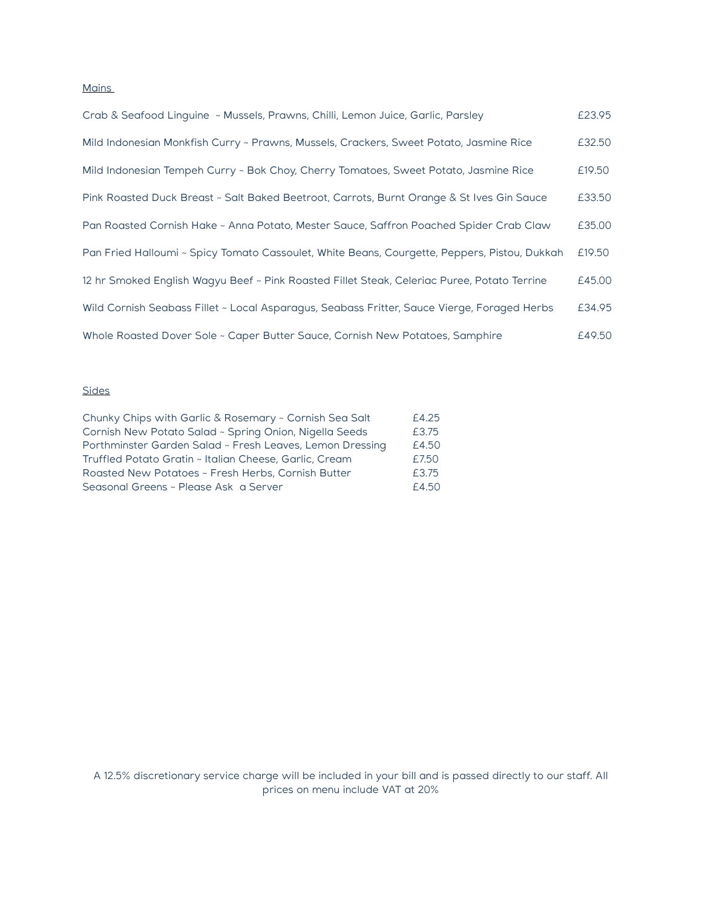Mains

| | |
|---|---|
| Crab & Seafood Linguine ~ Mussels, Prawns, Chilli, Lemon Juice, Garlic, Parsley | £23.95 |
| Mild Indonesian Monkfish Curry ~ Prawns, Mussels, Crackers, Sweet Potato, Jasmine Rice | £32.50 |
| Mild Indonesian Tempeh Curry ~ Bok Choy, Cherry Tomatoes, Sweet Potato, Jasmine Rice | £19.50 |
| Pink Roasted Duck Breast ~ Salt Baked Beetroot, Carrots, Burnt Orange & St Ives Gin Sauce | £33.50 |
| Pan Roasted Cornish Hake ~ Anna Potato, Mester Sauce, Saffron Poached Spider Crab Claw | £35.00 |
| Pan Fried Halloumi ~ Spicy Tomato Cassoulet, White Beans, Courgette, Peppers, Pistou, Dukkah | £19.50 |
| 12 hr Smoked English Wagyu Beef ~ Pink Roasted Fillet Steak, Celeriac Puree, Potato Terrine | £45.00 |
| Wild Cornish Seabass Fillet ~ Local Asparagus, Seabass Fritter, Sauce Vierge, Foraged Herbs | £34.95 |
| Whole Roasted Dover Sole ~ Caper Butter Sauce, Cornish New Potatoes, Samphire | £49.50 |

Sides

| | |
|---|---|
| Chunky Chips with Garlic & Rosemary ~ Cornish Sea Salt | £4.25 |
| Cornish New Potato Salad ~ Spring Onion, Nigella Seeds | £3.75 |
| Porthminster Garden Salad ~ Fresh Leaves, Lemon Dressing | £4.50 |
| Truffled Potato Gratin ~ Italian Cheese, Garlic, Cream | £7.50 |
| Roasted New Potatoes ~ Fresh Herbs, Cornish Butter | £3.75 |
| Seasonal Greens ~ Please Ask a Server | £4.50 |

A 12.5% discretionary service charge will be included in your bill and is passed directly to our staff. All prices on menu include VAT at 20%